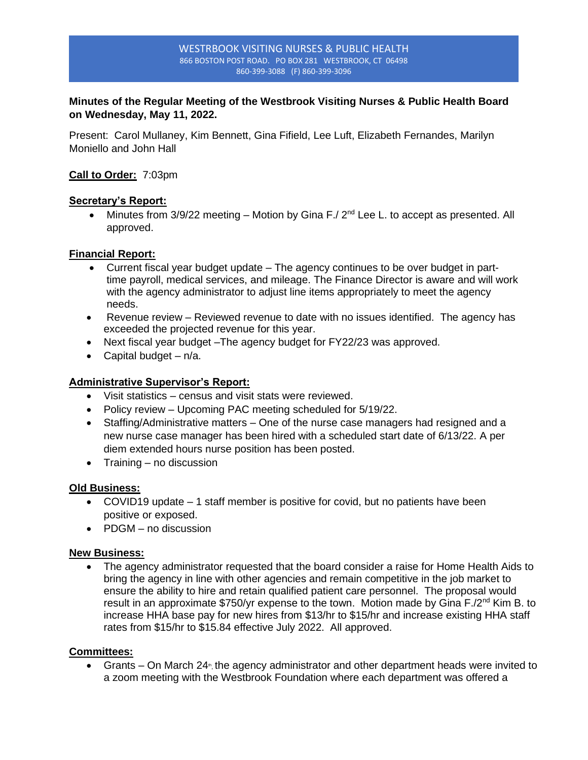WESTRBOOK VISITING NURSES & PUBLIC HEALTH
866 BOSTON POST ROAD. PO BOX 281 WESTBROOK, CT 06498
860-399-3088 (F) 860-399-3096

**Minutes of the Regular Meeting of the Westbrook Visiting Nurses & Public Health Board on Wednesday, May 11, 2022.**

Present: Carol Mullaney, Kim Bennett, Gina Fifield, Lee Luft, Elizabeth Fernandes, Marilyn Moniello and John Hall

**Call to Order:** 7:03pm

**Secretary's Report:**

- Minutes from 3/9/22 meeting – Motion by Gina F./ 2nd Lee L. to accept as presented. All approved.

**Financial Report:**

- Current fiscal year budget update – The agency continues to be over budget in part-time payroll, medical services, and mileage. The Finance Director is aware and will work with the agency administrator to adjust line items appropriately to meet the agency needs.
- Revenue review – Reviewed revenue to date with no issues identified. The agency has exceeded the projected revenue for this year.
- Next fiscal year budget –The agency budget for FY22/23 was approved.
- Capital budget – n/a.

**Administrative Supervisor's Report:**

- Visit statistics – census and visit stats were reviewed.
- Policy review – Upcoming PAC meeting scheduled for 5/19/22.
- Staffing/Administrative matters – One of the nurse case managers had resigned and a new nurse case manager has been hired with a scheduled start date of 6/13/22. A per diem extended hours nurse position has been posted.
- Training – no discussion

**Old Business:**

- COVID19 update – 1 staff member is positive for covid, but no patients have been positive or exposed.
- PDGM – no discussion

**New Business:**

- The agency administrator requested that the board consider a raise for Home Health Aids to bring the agency in line with other agencies and remain competitive in the job market to ensure the ability to hire and retain qualified patient care personnel. The proposal would result in an approximate $750/yr expense to the town. Motion made by Gina F./2nd Kim B. to increase HHA base pay for new hires from $13/hr to $15/hr and increase existing HHA staff rates from $15/hr to $15.84 effective July 2022. All approved.

**Committees:**

- Grants – On March 24th, the agency administrator and other department heads were invited to a zoom meeting with the Westbrook Foundation where each department was offered a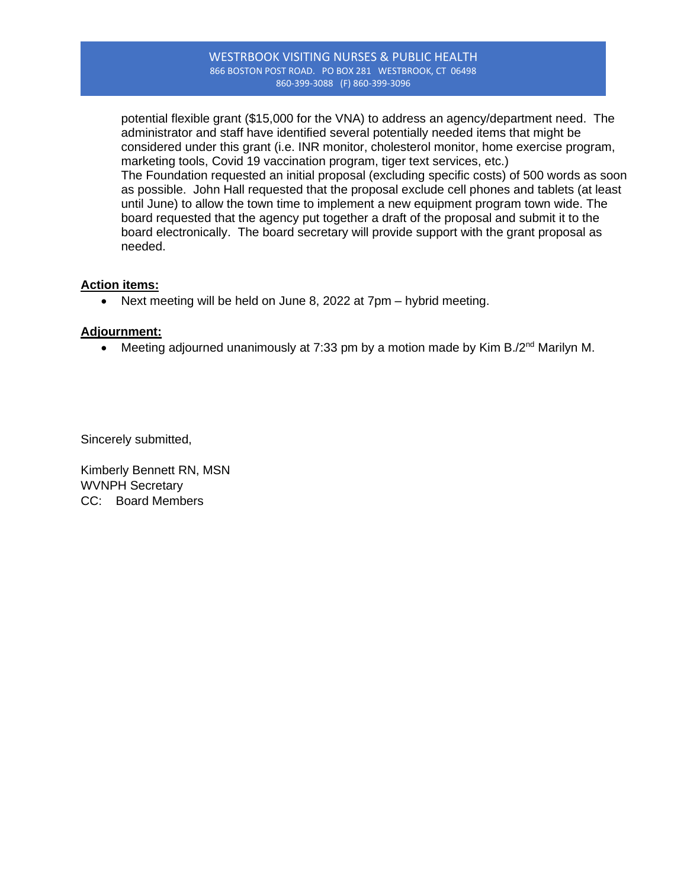potential flexible grant ($15,000 for the VNA) to address an agency/department need. The administrator and staff have identified several potentially needed items that might be considered under this grant (i.e. INR monitor, cholesterol monitor, home exercise program, marketing tools, Covid 19 vaccination program, tiger text services, etc.)
The Foundation requested an initial proposal (excluding specific costs) of 500 words as soon as possible. John Hall requested that the proposal exclude cell phones and tablets (at least until June) to allow the town time to implement a new equipment program town wide. The board requested that the agency put together a draft of the proposal and submit it to the board electronically. The board secretary will provide support with the grant proposal as needed.

**Action items:**

- Next meeting will be held on June 8, 2022 at 7pm – hybrid meeting.

**Adjournment:**

- Meeting adjourned unanimously at 7:33 pm by a motion made by Kim B./2nd Marilyn M.

Sincerely submitted,

Kimberly Bennett RN, MSN
WVNPH Secretary
CC: Board Members